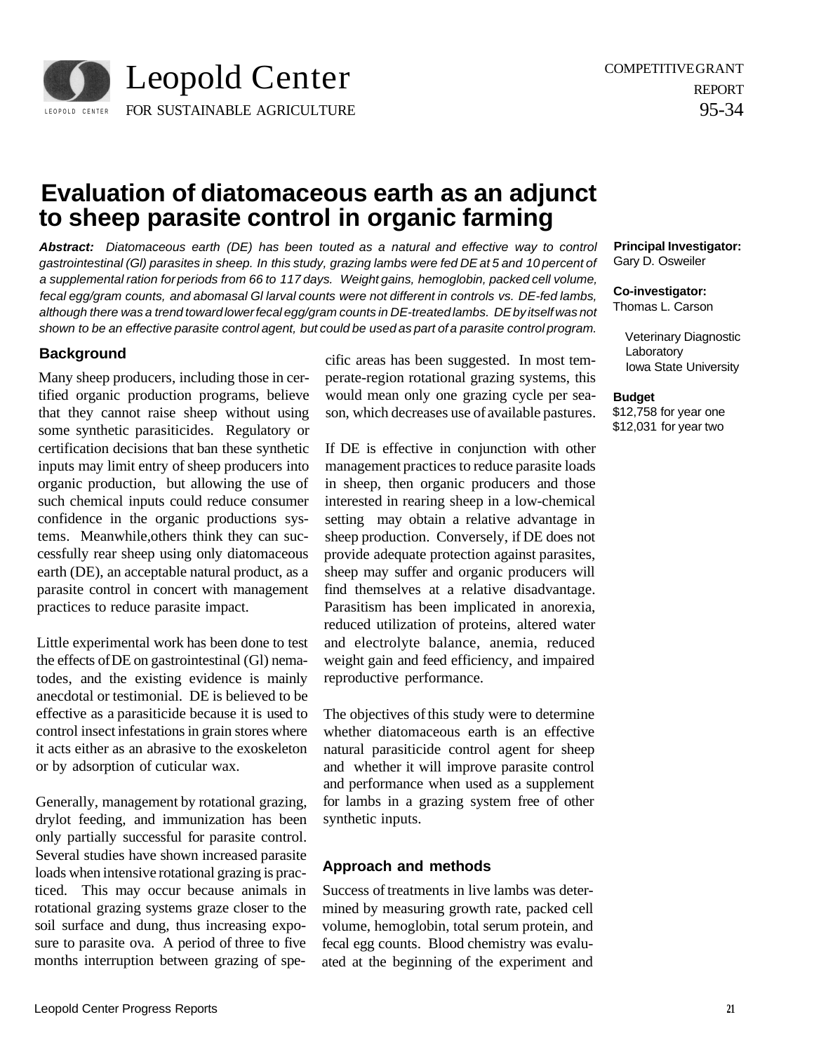Leopold Center FOR SUSTAINABLE AGRICULTURE

COMPETITIVE GRANT REPORT 95-34

# Evaluation of diatomaceous earth as an adjunct to sheep parasite control in organic farming

***Abstract:*** *Diatomaceous earth (DE) has been touted as a natural and effective way to control gastrointestinal (Gl) parasites in sheep. In this study, grazing lambs were fed DE at 5 and 10 percent of a supplemental ration for periods from 66 to 117 days. Weight gains, hemoglobin, packed cell volume, fecal egg/gram counts, and abomasal Gl larval counts were not different in controls vs. DE-fed lambs, although there was a trend toward lower fecal egg/gram counts in DE-treated lambs. DE by itself was not shown to be an effective parasite control agent, but could be used as part of a parasite control program.*

**Principal Investigator:**
Gary D. Osweiler

**Co-investigator:**
Thomas L. Carson

Veterinary Diagnostic Laboratory
Iowa State University

**Budget**
$12,758 for year one
$12,031 for year two

## Background

Many sheep producers, including those in certified organic production programs, believe that they cannot raise sheep without using some synthetic parasiticides. Regulatory or certification decisions that ban these synthetic inputs may limit entry of sheep producers into organic production, but allowing the use of such chemical inputs could reduce consumer confidence in the organic productions systems. Meanwhile,others think they can successfully rear sheep using only diatomaceous earth (DE), an acceptable natural product, as a parasite control in concert with management practices to reduce parasite impact.

Little experimental work has been done to test the effects of DE on gastrointestinal (Gl) nematodes, and the existing evidence is mainly anecdotal or testimonial. DE is believed to be effective as a parasiticide because it is used to control insect infestations in grain stores where it acts either as an abrasive to the exoskeleton or by adsorption of cuticular wax.

Generally, management by rotational grazing, drylot feeding, and immunization has been only partially successful for parasite control. Several studies have shown increased parasite loads when intensive rotational grazing is practiced. This may occur because animals in rotational grazing systems graze closer to the soil surface and dung, thus increasing exposure to parasite ova. A period of three to five months interruption between grazing of specific areas has been suggested. In most temperate-region rotational grazing systems, this would mean only one grazing cycle per season, which decreases use of available pastures.

If DE is effective in conjunction with other management practices to reduce parasite loads in sheep, then organic producers and those interested in rearing sheep in a low-chemical setting may obtain a relative advantage in sheep production. Conversely, if DE does not provide adequate protection against parasites, sheep may suffer and organic producers will find themselves at a relative disadvantage. Parasitism has been implicated in anorexia, reduced utilization of proteins, altered water and electrolyte balance, anemia, reduced weight gain and feed efficiency, and impaired reproductive performance.

The objectives of this study were to determine whether diatomaceous earth is an effective natural parasiticide control agent for sheep and whether it will improve parasite control and performance when used as a supplement for lambs in a grazing system free of other synthetic inputs.

## Approach and methods

Success of treatments in live lambs was determined by measuring growth rate, packed cell volume, hemoglobin, total serum protein, and fecal egg counts. Blood chemistry was evaluated at the beginning of the experiment and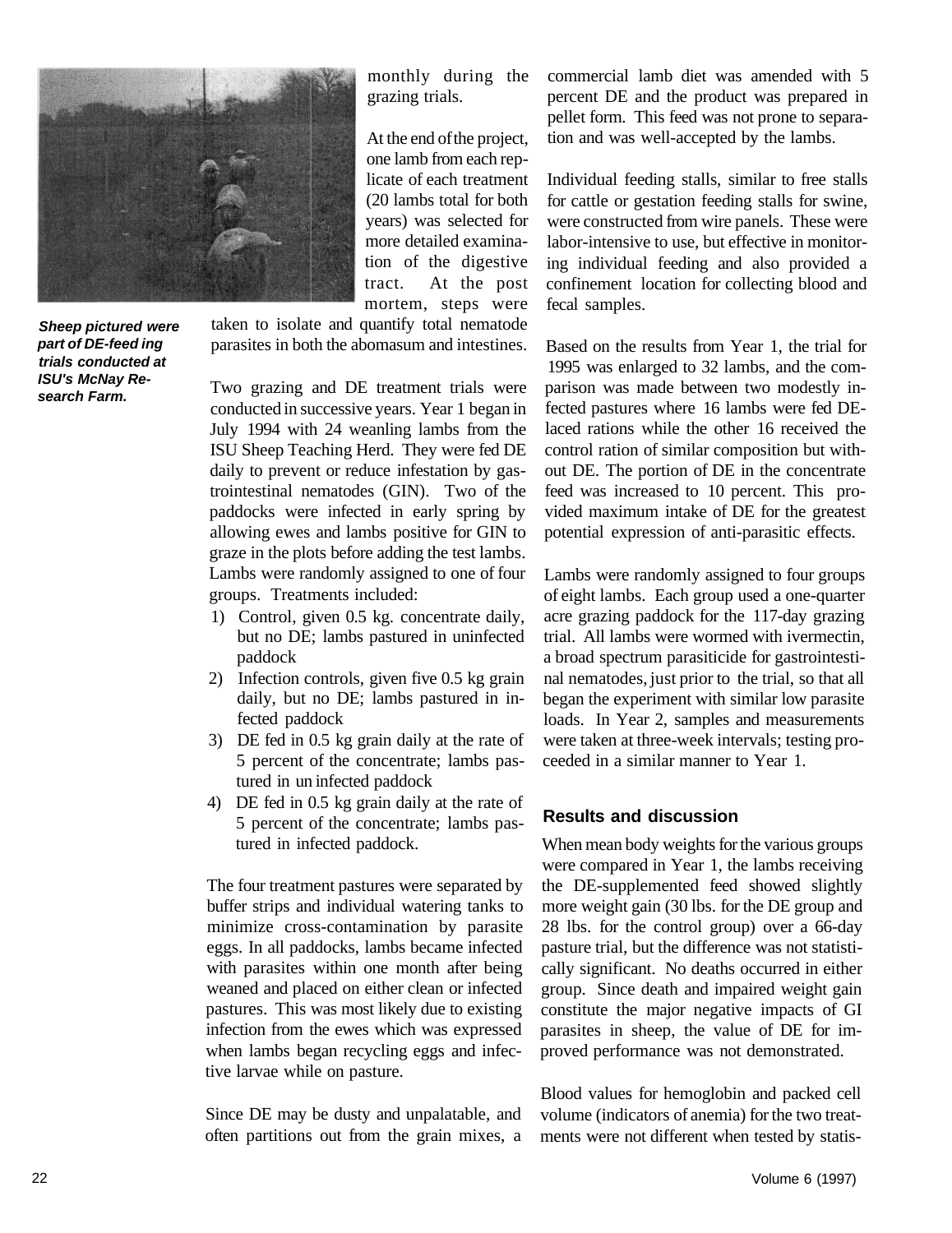monthly during the grazing trials.

At the end of the project, one lamb from each replicate of each treatment (20 lambs total for both years) was selected for more detailed examination of the digestive tract. At the post mortem, steps were taken to isolate and quantify total nematode parasites in both the abomasum and intestines.

*Sheep pictured were part of DE-feed ing trials conducted at ISU's McNay Research Farm.*

Two grazing and DE treatment trials were conducted in successive years. Year 1 began in July 1994 with 24 weanling lambs from the ISU Sheep Teaching Herd. They were fed DE daily to prevent or reduce infestation by gastrointestinal nematodes (GIN). Two of the paddocks were infected in early spring by allowing ewes and lambs positive for GIN to graze in the plots before adding the test lambs. Lambs were randomly assigned to one of four groups. Treatments included:

1) Control, given 0.5 kg. concentrate daily, but no DE; lambs pastured in uninfected paddock
2) Infection controls, given five 0.5 kg grain daily, but no DE; lambs pastured in infected paddock
3) DE fed in 0.5 kg grain daily at the rate of 5 percent of the concentrate; lambs pastured in un infected paddock
4) DE fed in 0.5 kg grain daily at the rate of 5 percent of the concentrate; lambs pastured in infected paddock.

The four treatment pastures were separated by buffer strips and individual watering tanks to minimize cross-contamination by parasite eggs. In all paddocks, lambs became infected with parasites within one month after being weaned and placed on either clean or infected pastures. This was most likely due to existing infection from the ewes which was expressed when lambs began recycling eggs and infective larvae while on pasture.

Since DE may be dusty and unpalatable, and often partitions out from the grain mixes, a commercial lamb diet was amended with 5 percent DE and the product was prepared in pellet form. This feed was not prone to separation and was well-accepted by the lambs.

Individual feeding stalls, similar to free stalls for cattle or gestation feeding stalls for swine, were constructed from wire panels. These were labor-intensive to use, but effective in monitoring individual feeding and also provided a confinement location for collecting blood and fecal samples.

Based on the results from Year 1, the trial for 1995 was enlarged to 32 lambs, and the comparison was made between two modestly infected pastures where 16 lambs were fed DE-laced rations while the other 16 received the control ration of similar composition but without DE. The portion of DE in the concentrate feed was increased to 10 percent. This provided maximum intake of DE for the greatest potential expression of anti-parasitic effects.

Lambs were randomly assigned to four groups of eight lambs. Each group used a one-quarter acre grazing paddock for the 117-day grazing trial. All lambs were wormed with ivermectin, a broad spectrum parasiticide for gastrointestinal nematodes, just prior to the trial, so that all began the experiment with similar low parasite loads. In Year 2, samples and measurements were taken at three-week intervals; testing proceeded in a similar manner to Year 1.

## Results and discussion

When mean body weights for the various groups were compared in Year 1, the lambs receiving the DE-supplemented feed showed slightly more weight gain (30 lbs. for the DE group and 28 lbs. for the control group) over a 66-day pasture trial, but the difference was not statistically significant. No deaths occurred in either group. Since death and impaired weight gain constitute the major negative impacts of GI parasites in sheep, the value of DE for improved performance was not demonstrated.

Blood values for hemoglobin and packed cell volume (indicators of anemia) for the two treatments were not different when tested by statis-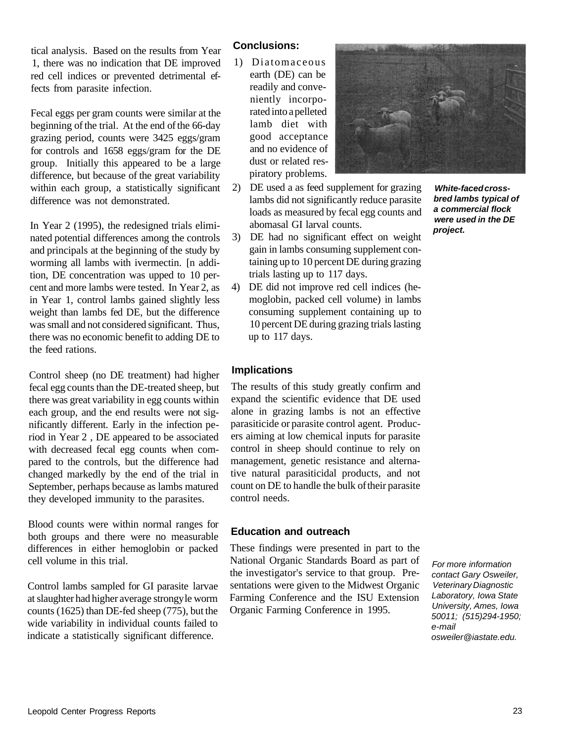tical analysis. Based on the results from Year 1, there was no indication that DE improved red cell indices or prevented detrimental effects from parasite infection.

Fecal eggs per gram counts were similar at the beginning of the trial. At the end of the 66-day grazing period, counts were 3425 eggs/gram for controls and 1658 eggs/gram for the DE group. Initially this appeared to be a large difference, but because of the great variability within each group, a statistically significant difference was not demonstrated.

In Year 2 (1995), the redesigned trials eliminated potential differences among the controls and principals at the beginning of the study by worming all lambs with ivermectin. [n addition, DE concentration was upped to 10 percent and more lambs were tested. In Year 2, as in Year 1, control lambs gained slightly less weight than lambs fed DE, but the difference was small and not considered significant. Thus, there was no economic benefit to adding DE to the feed rations.

Control sheep (no DE treatment) had higher fecal egg counts than the DE-treated sheep, but there was great variability in egg counts within each group, and the end results were not significantly different. Early in the infection period in Year 2 , DE appeared to be associated with decreased fecal egg counts when compared to the controls, but the difference had changed markedly by the end of the trial in September, perhaps because as lambs matured they developed immunity to the parasites.

Blood counts were within normal ranges for both groups and there were no measurable differences in either hemoglobin or packed cell volume in this trial.

Control lambs sampled for GI parasite larvae at slaughter had higher average strongyle worm counts (1625) than DE-fed sheep (775), but the wide variability in individual counts failed to indicate a statistically significant difference.

### Conclusions:

1) Diatomaceous earth (DE) can be readily and conveniently incorporated into a pelleted lamb diet with good acceptance and no evidence of dust or related respiratory problems.
2) DE used a as feed supplement for grazing lambs did not significantly reduce parasite loads as measured by fecal egg counts and abomasal GI larval counts.
3) DE had no significant effect on weight gain in lambs consuming supplement containing up to 10 percent DE during grazing trials lasting up to 117 days.
4) DE did not improve red cell indices (hemoglobin, packed cell volume) in lambs consuming supplement containing up to 10 percent DE during grazing trials lasting up to 117 days.

*White-faced crossbred lambs typical of a commercial flock were used in the DE project.*

### Implications

The results of this study greatly confirm and expand the scientific evidence that DE used alone in grazing lambs is not an effective parasiticide or parasite control agent. Producers aiming at low chemical inputs for parasite control in sheep should continue to rely on management, genetic resistance and alternative natural parasiticidal products, and not count on DE to handle the bulk of their parasite control needs.

### Education and outreach

These findings were presented in part to the National Organic Standards Board as part of the investigator's service to that group. Presentations were given to the Midwest Organic Farming Conference and the ISU Extension Organic Farming Conference in 1995.

*For more information contact Gary Osweiler, Veterinary Diagnostic Laboratory, Iowa State University, Ames, Iowa 50011; (515)294-1950; e-mail osweiler@iastate.edu.*